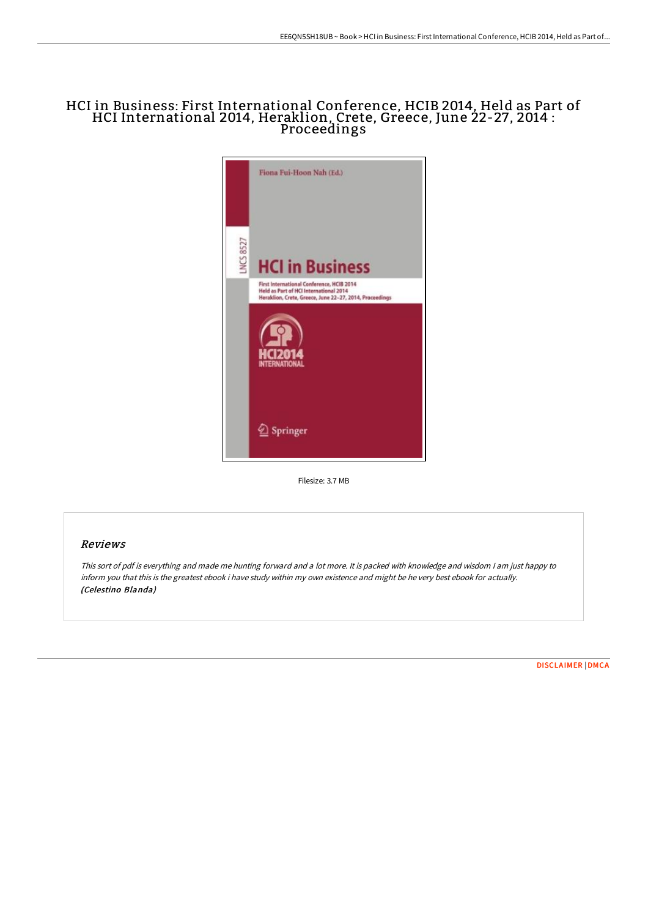# HCI in Business: First International Conference, HCIB 2014, Held as Part of HCI International 2014, Heraklion, Crete, Greece, June 22-27, 2014 : Proceedings

Filesize: 3.7 MB

## Reviews

*This sort of pdf is everything and made me hunting forward and a lot more. It is packed with knowledge and wisdom I am just happy to inform you that this is the greatest ebook i have study within my own existence and might be he very best ebook for actually.*
***(Celestino Blanda)***

DISCLAIMER | DMCA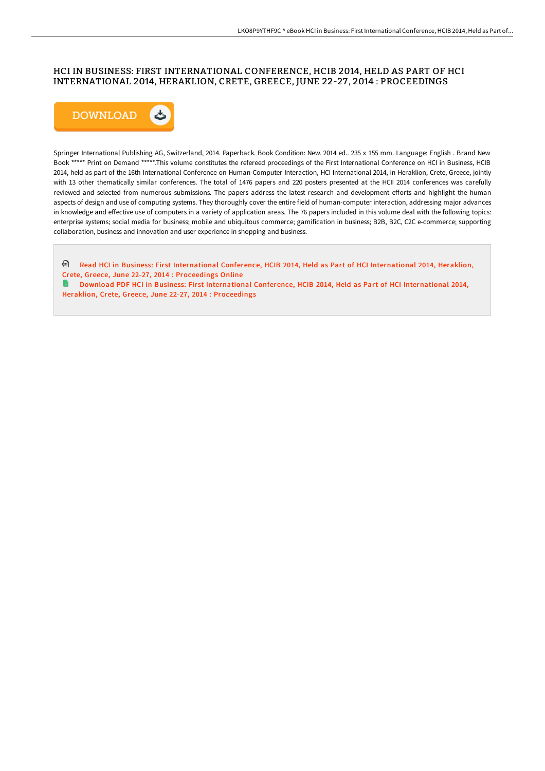# HCI IN BUSINESS: FIRST INTERNATIONAL CONFERENCE, HCIB 2014, HELD AS PART OF HCI INTERNATIONAL 2014, HERAKLION, CRETE, GREECE, JUNE 22-27, 2014 : PROCEEDINGS

DOWNLOAD

Springer International Publishing AG, Switzerland, 2014. Paperback. Book Condition: New. 2014 ed.. 235 x 155 mm. Language: English . Brand New Book ***** Print on Demand *****.This volume constitutes the refereed proceedings of the First International Conference on HCI in Business, HCIB 2014, held as part of the 16th International Conference on Human-Computer Interaction, HCI International 2014, in Heraklion, Crete, Greece, jointly with 13 other thematically similar conferences. The total of 1476 papers and 220 posters presented at the HCII 2014 conferences was carefully reviewed and selected from numerous submissions. The papers address the latest research and development efforts and highlight the human aspects of design and use of computing systems. They thoroughly cover the entire field of human-computer interaction, addressing major advances in knowledge and effective use of computers in a variety of application areas. The 76 papers included in this volume deal with the following topics: enterprise systems; social media for business; mobile and ubiquitous commerce; gamification in business; B2B, B2C, C2C e-commerce; supporting collaboration, business and innovation and user experience in shopping and business.

Read HCI in Business: First International Conference, HCIB 2014, Held as Part of HCI International 2014, Heraklion, Crete, Greece, June 22-27, 2014 : Proceedings Online

Download PDF HCI in Business: First International Conference, HCIB 2014, Held as Part of HCI International 2014, Heraklion, Crete, Greece, June 22-27, 2014 : Proceedings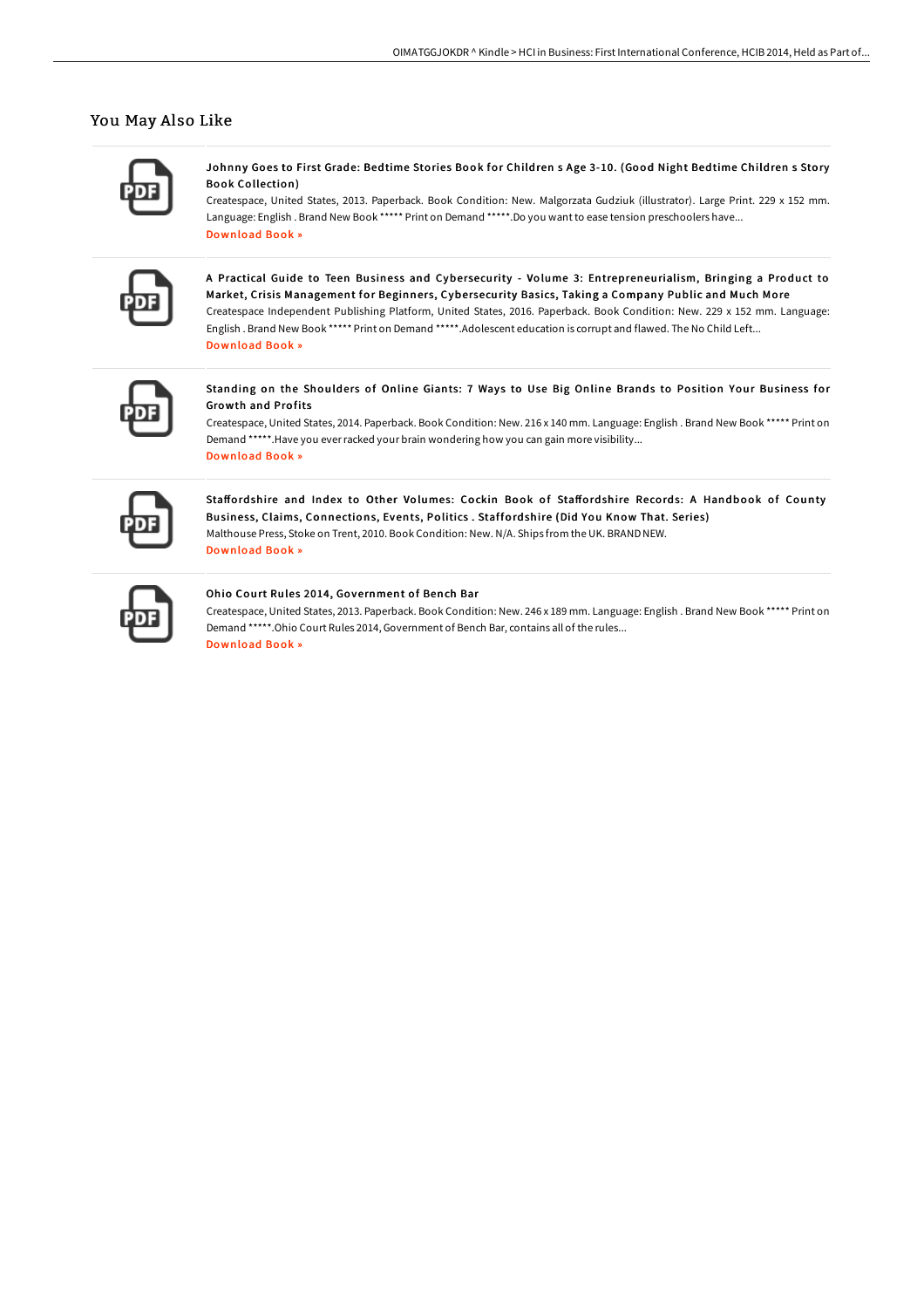## You May Also Like

**Johnny Goes to First Grade: Bedtime Stories Book for Children s Age 3-10. (Good Night Bedtime Children s Story Book Collection)**

Createspace, United States, 2013. Paperback. Book Condition: New. Malgorzata Gudziuk (illustrator). Large Print. 229 x 152 mm. Language: English . Brand New Book ***** Print on Demand *****.Do you want to ease tension preschoolers have...

Download Book »

**A Practical Guide to Teen Business and Cybersecurity - Volume 3: Entrepreneurialism, Bringing a Product to Market, Crisis Management for Beginners, Cybersecurity Basics, Taking a Company Public and Much More**

Createspace Independent Publishing Platform, United States, 2016. Paperback. Book Condition: New. 229 x 152 mm. Language: English . Brand New Book ***** Print on Demand *****.Adolescent education is corrupt and flawed. The No Child Left...

Download Book »

**Standing on the Shoulders of Online Giants: 7 Ways to Use Big Online Brands to Position Your Business for Growth and Profits**

Createspace, United States, 2014. Paperback. Book Condition: New. 216 x 140 mm. Language: English . Brand New Book ***** Print on Demand *****.Have you ever racked your brain wondering how you can gain more visibility...

Download Book »

**Staffordshire and Index to Other Volumes: Cockin Book of Staffordshire Records: A Handbook of County Business, Claims, Connections, Events, Politics . Staffordshire (Did You Know That. Series)**

Malthouse Press, Stoke on Trent, 2010. Book Condition: New. N/A. Ships from the UK. BRAND NEW.

Download Book »

**Ohio Court Rules 2014, Government of Bench Bar**

Createspace, United States, 2013. Paperback. Book Condition: New. 246 x 189 mm. Language: English . Brand New Book ***** Print on Demand *****.Ohio Court Rules 2014, Government of Bench Bar, contains all of the rules...

Download Book »